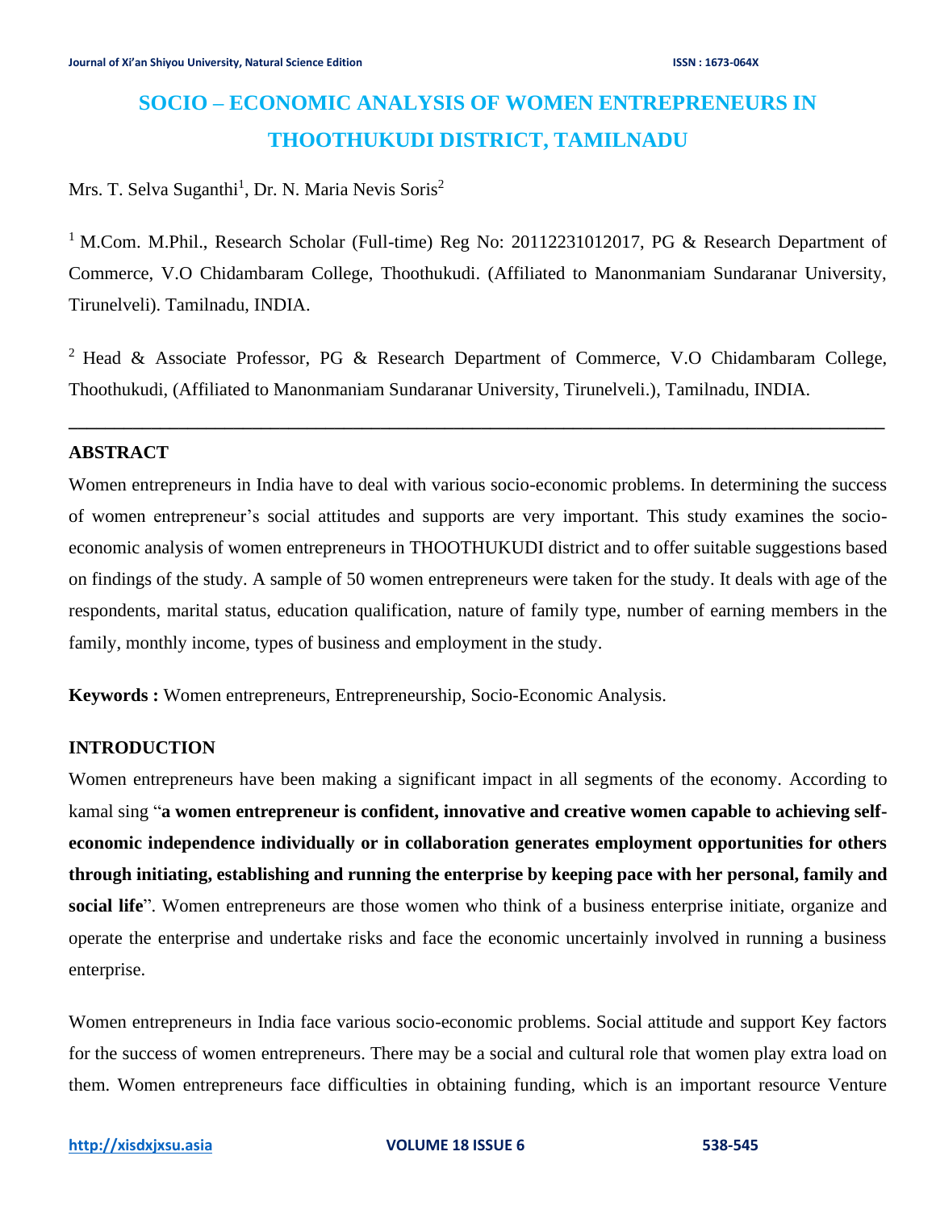# SOCIO – ECONOMIC ANALYSIS OF WOMEN ENTREPRENEURS IN THOOTHUKUDI DISTRICT, TAMILNADU

Mrs. T. Selva Suganthi[1], Dr. N. Maria Nevis Soris[2]

[1] M.Com. M.Phil., Research Scholar (Full-time) Reg No: 20112231012017, PG & Research Department of Commerce, V.O Chidambaram College, Thoothukudi. (Affiliated to Manonmaniam Sundaranar University, Tirunelveli). Tamilnadu, INDIA.

[2] Head & Associate Professor, PG & Research Department of Commerce, V.O Chidambaram College, Thoothukudi, (Affiliated to Manonmaniam Sundaranar University, Tirunelveli.), Tamilnadu, INDIA.

---

## ABSTRACT

Women entrepreneurs in India have to deal with various socio-economic problems. In determining the success of women entrepreneur's social attitudes and supports are very important. This study examines the socio-economic analysis of women entrepreneurs in THOOTHUKUDI district and to offer suitable suggestions based on findings of the study. A sample of 50 women entrepreneurs were taken for the study. It deals with age of the respondents, marital status, education qualification, nature of family type, number of earning members in the family, monthly income, types of business and employment in the study.

**Keywords :** Women entrepreneurs, Entrepreneurship, Socio-Economic Analysis.

## INTRODUCTION

Women entrepreneurs have been making a significant impact in all segments of the economy. According to kamal sing "**a women entrepreneur is confident, innovative and creative women capable to achieving self-economic independence individually or in collaboration generates employment opportunities for others through initiating, establishing and running the enterprise by keeping pace with her personal, family and social life**". Women entrepreneurs are those women who think of a business enterprise initiate, organize and operate the enterprise and undertake risks and face the economic uncertainly involved in running a business enterprise.

Women entrepreneurs in India face various socio-economic problems. Social attitude and support Key factors for the success of women entrepreneurs. There may be a social and cultural role that women play extra load on them. Women entrepreneurs face difficulties in obtaining funding, which is an important resource Venture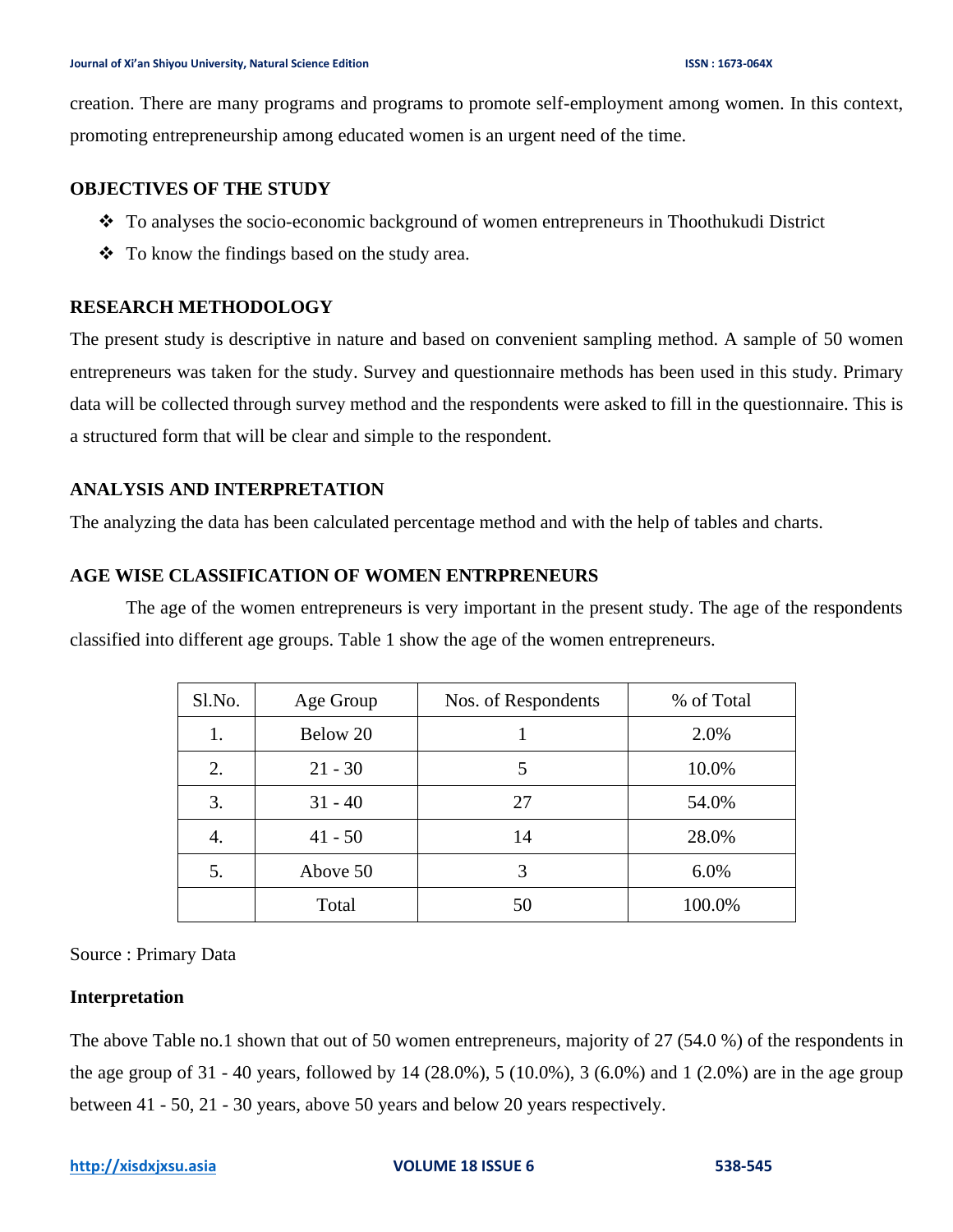creation. There are many programs and programs to promote self-employment among women. In this context, promoting entrepreneurship among educated women is an urgent need of the time.

## OBJECTIVES OF THE STUDY

- ❖ To analyses the socio-economic background of women entrepreneurs in Thoothukudi District
- ❖ To know the findings based on the study area.

## RESEARCH METHODOLOGY

The present study is descriptive in nature and based on convenient sampling method. A sample of 50 women entrepreneurs was taken for the study. Survey and questionnaire methods has been used in this study. Primary data will be collected through survey method and the respondents were asked to fill in the questionnaire. This is a structured form that will be clear and simple to the respondent.

## ANALYSIS AND INTERPRETATION

The analyzing the data has been calculated percentage method and with the help of tables and charts.

## AGE WISE CLASSIFICATION OF WOMEN ENTRPRENEURS

The age of the women entrepreneurs is very important in the present study. The age of the respondents classified into different age groups. Table 1 show the age of the women entrepreneurs.

| Sl.No. | Age Group | Nos. of Respondents | % of Total |
|---|---|---|---|
| 1. | Below 20 | 1 | 2.0% |
| 2. | 21 - 30 | 5 | 10.0% |
| 3. | 31 - 40 | 27 | 54.0% |
| 4. | 41 - 50 | 14 | 28.0% |
| 5. | Above 50 | 3 | 6.0% |
| | Total | 50 | 100.0% |

Source : Primary Data

**Interpretation**

The above Table no.1 shown that out of 50 women entrepreneurs, majority of 27 (54.0 %) of the respondents in the age group of 31 - 40 years, followed by 14 (28.0%), 5 (10.0%), 3 (6.0%) and 1 (2.0%) are in the age group between 41 - 50, 21 - 30 years, above 50 years and below 20 years respectively.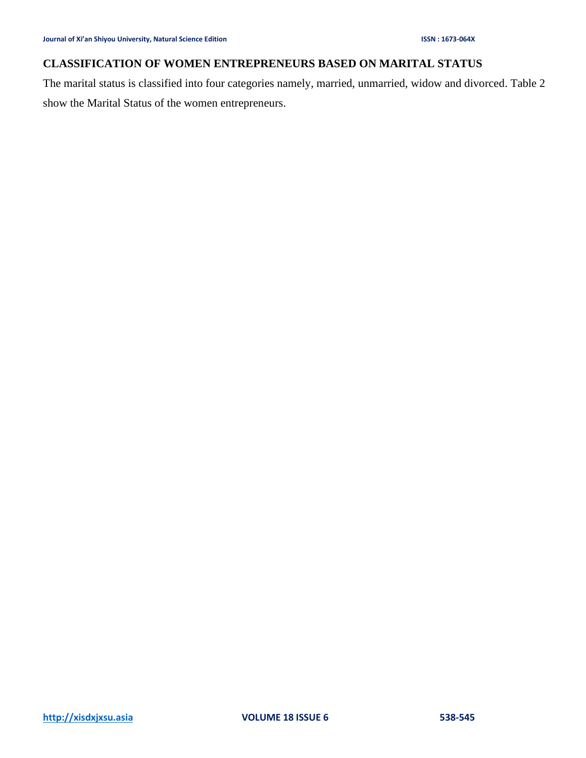## CLASSIFICATION OF WOMEN ENTREPRENEURS BASED ON MARITAL STATUS

The marital status is classified into four categories namely, married, unmarried, widow and divorced. Table 2 show the Marital Status of the women entrepreneurs.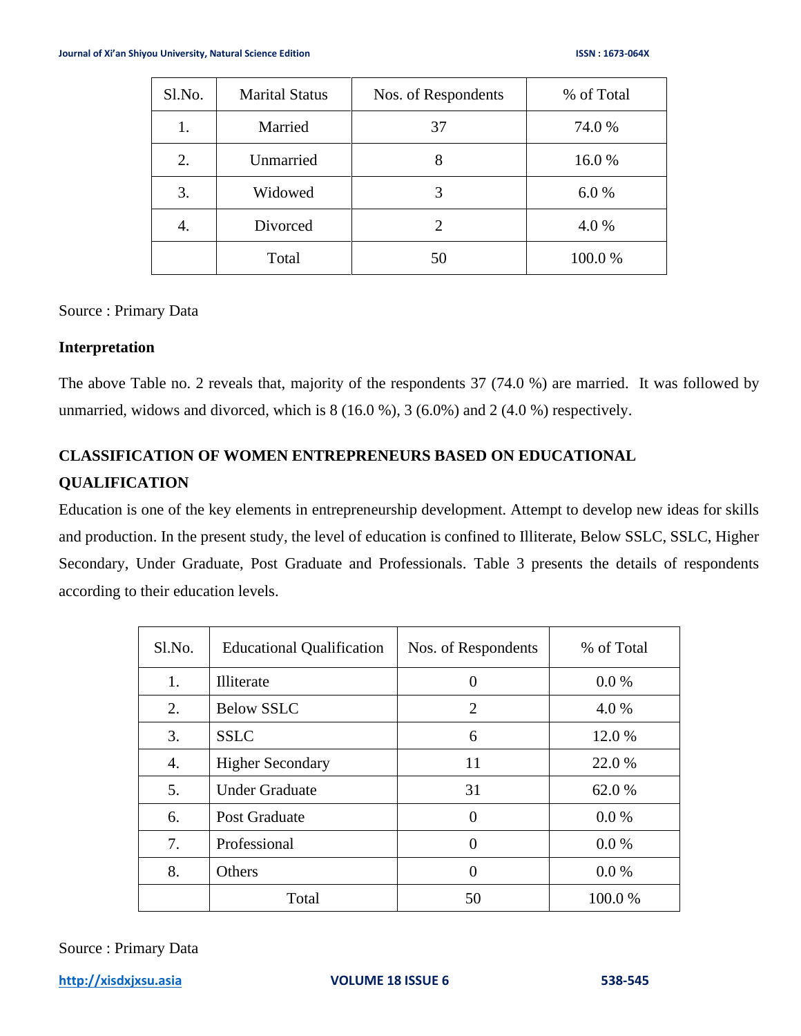| Sl.No. | Marital Status | Nos. of Respondents | % of Total |
|---|---|---|---|
| 1. | Married | 37 | 74.0 % |
| 2. | Unmarried | 8 | 16.0 % |
| 3. | Widowed | 3 | 6.0 % |
| 4. | Divorced | 2 | 4.0 % |
| | Total | 50 | 100.0 % |

Source : Primary Data

**Interpretation**

The above Table no. 2 reveals that, majority of the respondents 37 (74.0 %) are married. It was followed by unmarried, widows and divorced, which is 8 (16.0 %), 3 (6.0%) and 2 (4.0 %) respectively.

## CLASSIFICATION OF WOMEN ENTREPRENEURS BASED ON EDUCATIONAL QUALIFICATION

Education is one of the key elements in entrepreneurship development. Attempt to develop new ideas for skills and production. In the present study, the level of education is confined to Illiterate, Below SSLC, SSLC, Higher Secondary, Under Graduate, Post Graduate and Professionals. Table 3 presents the details of respondents according to their education levels.

| Sl.No. | Educational Qualification | Nos. of Respondents | % of Total |
|---|---|---|---|
| 1. | Illiterate | 0 | 0.0 % |
| 2. | Below SSLC | 2 | 4.0 % |
| 3. | SSLC | 6 | 12.0 % |
| 4. | Higher Secondary | 11 | 22.0 % |
| 5. | Under Graduate | 31 | 62.0 % |
| 6. | Post Graduate | 0 | 0.0 % |
| 7. | Professional | 0 | 0.0 % |
| 8. | Others | 0 | 0.0 % |
| | Total | 50 | 100.0 % |

Source : Primary Data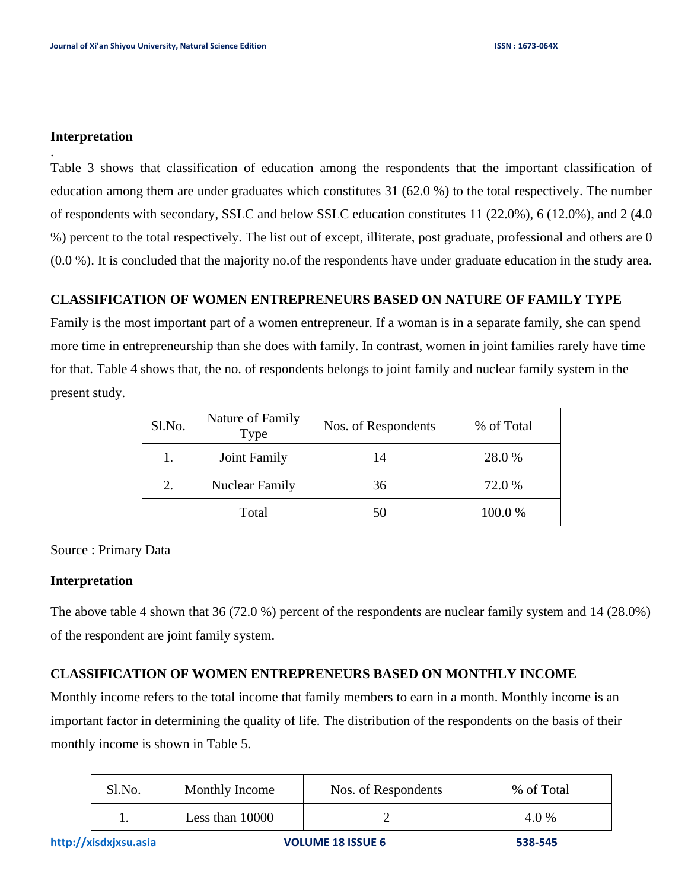**Interpretation**

.

Table 3 shows that classification of education among the respondents that the important classification of education among them are under graduates which constitutes 31 (62.0 %) to the total respectively. The number of respondents with secondary, SSLC and below SSLC education constitutes 11 (22.0%), 6 (12.0%), and 2 (4.0 %) percent to the total respectively. The list out of except, illiterate, post graduate, professional and others are 0 (0.0 %). It is concluded that the majority no.of the respondents have under graduate education in the study area.

**CLASSIFICATION OF WOMEN ENTREPRENEURS BASED ON NATURE OF FAMILY TYPE**

Family is the most important part of a women entrepreneur. If a woman is in a separate family, she can spend more time in entrepreneurship than she does with family. In contrast, women in joint families rarely have time for that. Table 4 shows that, the no. of respondents belongs to joint family and nuclear family system in the present study.

| Sl.No. | Nature of Family Type | Nos. of Respondents | % of Total |
|---|---|---|---|
| 1. | Joint Family | 14 | 28.0 % |
| 2. | Nuclear Family | 36 | 72.0 % |
| | Total | 50 | 100.0 % |

Source : Primary Data

**Interpretation**

The above table 4 shown that 36 (72.0 %) percent of the respondents are nuclear family system and 14 (28.0%) of the respondent are joint family system.

**CLASSIFICATION OF WOMEN ENTREPRENEURS BASED ON MONTHLY INCOME**

Monthly income refers to the total income that family members to earn in a month. Monthly income is an important factor in determining the quality of life. The distribution of the respondents on the basis of their monthly income is shown in Table 5.

| Sl.No. | Monthly Income | Nos. of Respondents | % of Total |
|---|---|---|---|
| 1. | Less than 10000 | 2 | 4.0 % |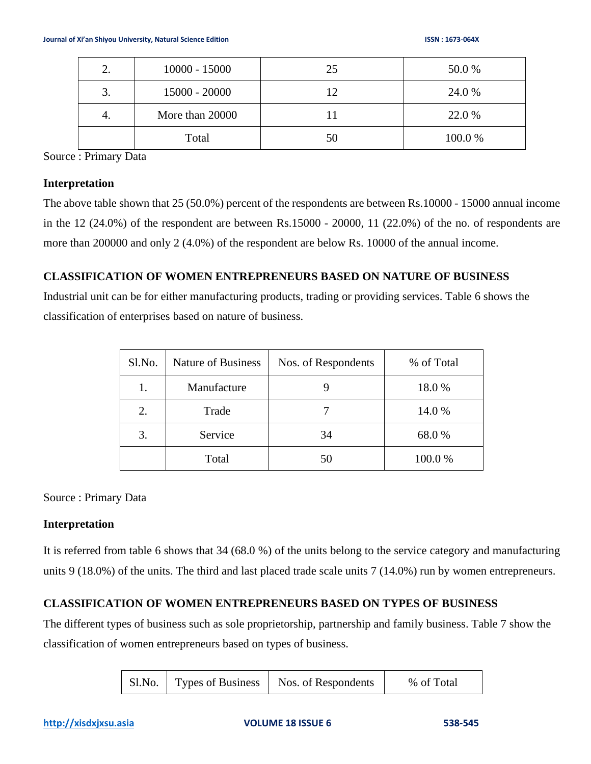| 2. | 10000 - 15000 | 25 | 50.0 % |
|---|---|---|---|
| 3. | 15000 - 20000 | 12 | 24.0 % |
| 4. | More than 20000 | 11 | 22.0 % |
| | Total | 50 | 100.0 % |

Source : Primary Data

**Interpretation**

The above table shown that 25 (50.0%) percent of the respondents are between Rs.10000 - 15000 annual income in the 12 (24.0%) of the respondent are between Rs.15000 - 20000, 11 (22.0%) of the no. of respondents are more than 200000 and only 2 (4.0%) of the respondent are below Rs. 10000 of the annual income.

**CLASSIFICATION OF WOMEN ENTREPRENEURS BASED ON NATURE OF BUSINESS**

Industrial unit can be for either manufacturing products, trading or providing services. Table 6 shows the classification of enterprises based on nature of business.

| Sl.No. | Nature of Business | Nos. of Respondents | % of Total |
|---|---|---|---|
| 1. | Manufacture | 9 | 18.0 % |
| 2. | Trade | 7 | 14.0 % |
| 3. | Service | 34 | 68.0 % |
| | Total | 50 | 100.0 % |

Source : Primary Data

**Interpretation**

It is referred from table 6 shows that 34 (68.0 %) of the units belong to the service category and manufacturing units 9 (18.0%) of the units. The third and last placed trade scale units 7 (14.0%) run by women entrepreneurs.

**CLASSIFICATION OF WOMEN ENTREPRENEURS BASED ON TYPES OF BUSINESS**

The different types of business such as sole proprietorship, partnership and family business. Table 7 show the classification of women entrepreneurs based on types of business.

| Sl.No. | Types of Business | Nos. of Respondents | % of Total |
|---|---|---|---|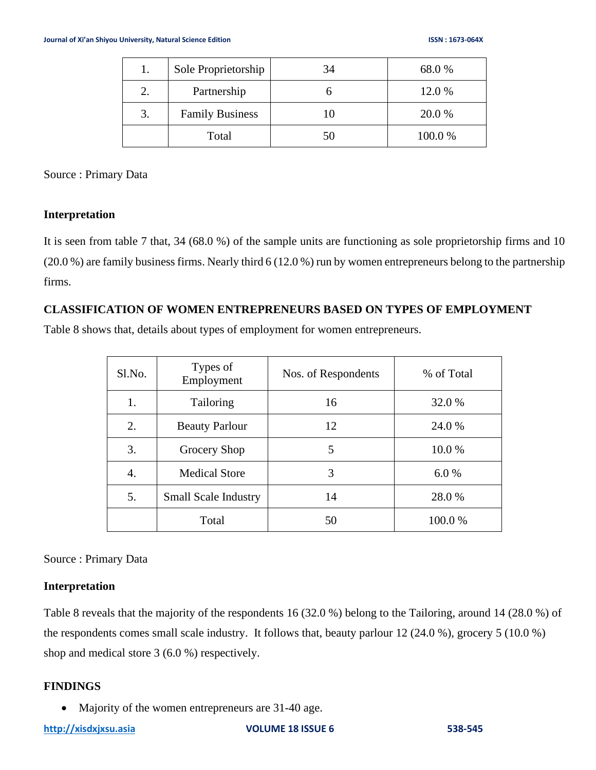| | | | |
|---|---|---|---|
| 1. | Sole Proprietorship | 34 | 68.0 % |
| 2. | Partnership | 6 | 12.0 % |
| 3. | Family Business | 10 | 20.0 % |
| | Total | 50 | 100.0 % |

Source : Primary Data

**Interpretation**

It is seen from table 7 that, 34 (68.0 %) of the sample units are functioning as sole proprietorship firms and 10 (20.0 %) are family business firms. Nearly third 6 (12.0 %) run by women entrepreneurs belong to the partnership firms.

**CLASSIFICATION OF WOMEN ENTREPRENEURS BASED ON TYPES OF EMPLOYMENT**

Table 8 shows that, details about types of employment for women entrepreneurs.

| Sl.No. | Types of Employment | Nos. of Respondents | % of Total |
|---|---|---|---|
| 1. | Tailoring | 16 | 32.0 % |
| 2. | Beauty Parlour | 12 | 24.0 % |
| 3. | Grocery Shop | 5 | 10.0 % |
| 4. | Medical Store | 3 | 6.0 % |
| 5. | Small Scale Industry | 14 | 28.0 % |
| | Total | 50 | 100.0 % |

Source : Primary Data

**Interpretation**

Table 8 reveals that the majority of the respondents 16 (32.0 %) belong to the Tailoring, around 14 (28.0 %) of the respondents comes small scale industry. It follows that, beauty parlour 12 (24.0 %), grocery 5 (10.0 %) shop and medical store 3 (6.0 %) respectively.

**FINDINGS**

- Majority of the women entrepreneurs are 31-40 age.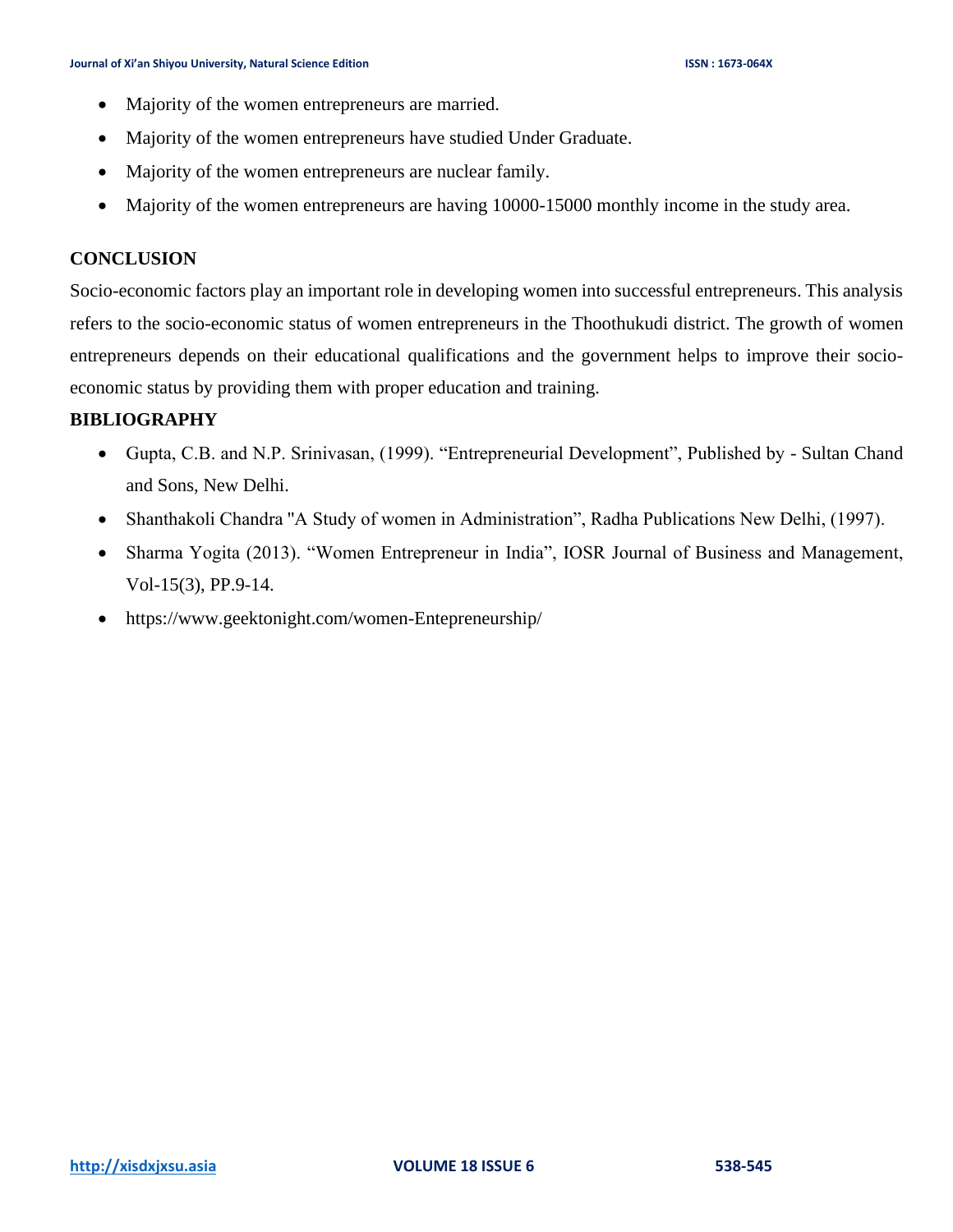- Majority of the women entrepreneurs are married.
- Majority of the women entrepreneurs have studied Under Graduate.
- Majority of the women entrepreneurs are nuclear family.
- Majority of the women entrepreneurs are having 10000-15000 monthly income in the study area.

## CONCLUSION

Socio-economic factors play an important role in developing women into successful entrepreneurs. This analysis refers to the socio-economic status of women entrepreneurs in the Thoothukudi district. The growth of women entrepreneurs depends on their educational qualifications and the government helps to improve their socio-economic status by providing them with proper education and training.

## BIBLIOGRAPHY

- Gupta, C.B. and N.P. Srinivasan, (1999). "Entrepreneurial Development", Published by - Sultan Chand and Sons, New Delhi.
- Shanthakoli Chandra "A Study of women in Administration", Radha Publications New Delhi, (1997).
- Sharma Yogita (2013). "Women Entrepreneur in India", IOSR Journal of Business and Management, Vol-15(3), PP.9-14.
- https://www.geektonight.com/women-Entepreneurship/